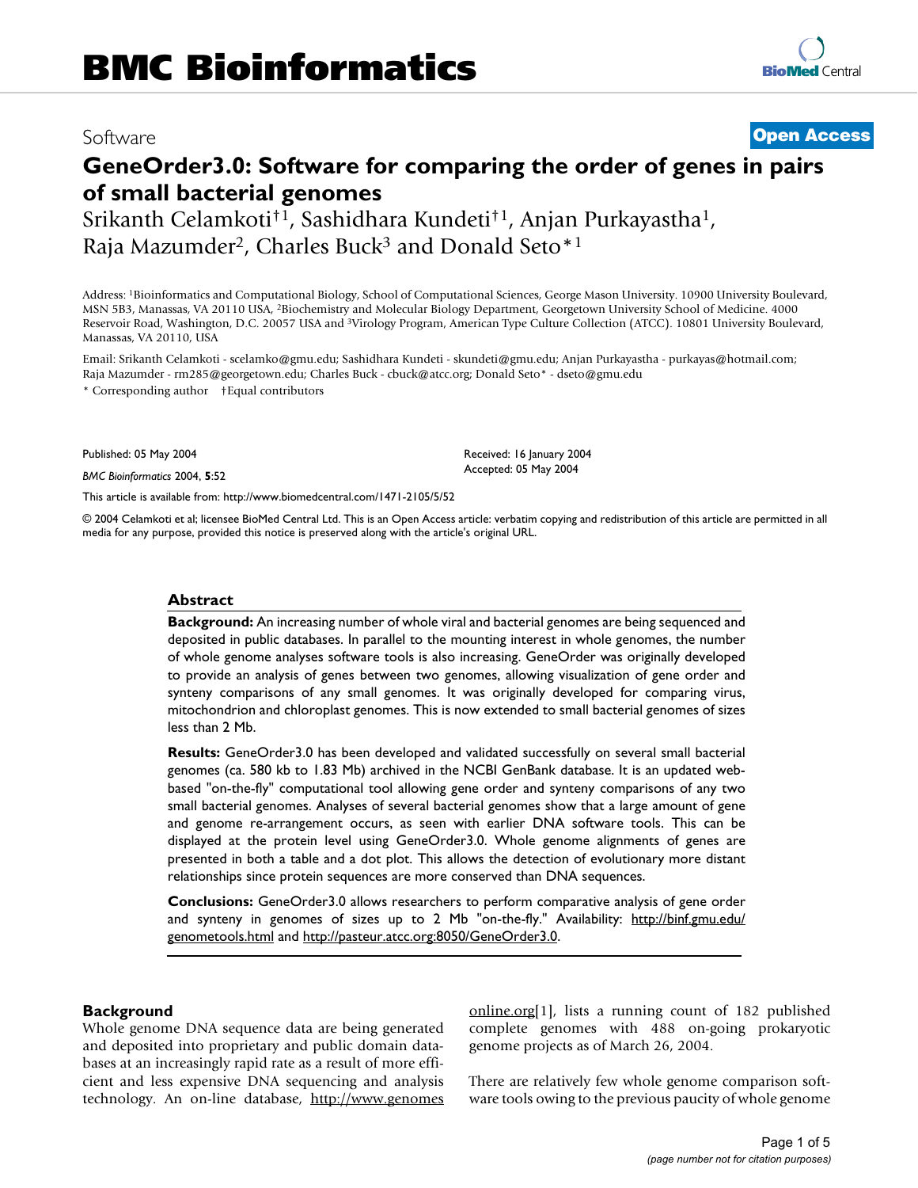# GeneOrder3.0: Software for comparing the order of genes in pairs of small bacterial genomes

Software | Open Access

Srikanth Celamkoti[†1], Sashidhara Kundeti[†1], Anjan Purkayastha[1], Raja Mazumder[2], Charles Buck[3] and Donald Seto*[1]

Address: [1]Bioinformatics and Computational Biology, School of Computational Sciences, George Mason University. 10900 University Boulevard, MSN 5B3, Manassas, VA 20110 USA, [2]Biochemistry and Molecular Biology Department, Georgetown University School of Medicine. 4000 Reservoir Road, Washington, D.C. 20057 USA and [3]Virology Program, American Type Culture Collection (ATCC). 10801 University Boulevard, Manassas, VA 20110, USA

Email: Srikanth Celamkoti - scelamko@gmu.edu; Sashidhara Kundeti - skundeti@gmu.edu; Anjan Purkayastha - purkayas@hotmail.com; Raja Mazumder - rm285@georgetown.edu; Charles Buck - cbuck@atcc.org; Donald Seto* - dseto@gmu.edu

\* Corresponding author †Equal contributors

Published: 05 May 2004

*BMC Bioinformatics* 2004, **5**:52

Received: 16 January 2004
Accepted: 05 May 2004

This article is available from: http://www.biomedcentral.com/1471-2105/5/52

© 2004 Celamkoti et al; licensee BioMed Central Ltd. This is an Open Access article: verbatim copying and redistribution of this article are permitted in all media for any purpose, provided this notice is preserved along with the article's original URL.

## Abstract

**Background:** An increasing number of whole viral and bacterial genomes are being sequenced and deposited in public databases. In parallel to the mounting interest in whole genomes, the number of whole genome analyses software tools is also increasing. GeneOrder was originally developed to provide an analysis of genes between two genomes, allowing visualization of gene order and synteny comparisons of any small genomes. It was originally developed for comparing virus, mitochondrion and chloroplast genomes. This is now extended to small bacterial genomes of sizes less than 2 Mb.

**Results:** GeneOrder3.0 has been developed and validated successfully on several small bacterial genomes (ca. 580 kb to 1.83 Mb) archived in the NCBI GenBank database. It is an updated web-based "on-the-fly" computational tool allowing gene order and synteny comparisons of any two small bacterial genomes. Analyses of several bacterial genomes show that a large amount of gene and genome re-arrangement occurs, as seen with earlier DNA software tools. This can be displayed at the protein level using GeneOrder3.0. Whole genome alignments of genes are presented in both a table and a dot plot. This allows the detection of evolutionary more distant relationships since protein sequences are more conserved than DNA sequences.

**Conclusions:** GeneOrder3.0 allows researchers to perform comparative analysis of gene order and synteny in genomes of sizes up to 2 Mb "on-the-fly." Availability: http://binf.gmu.edu/genometools.html and http://pasteur.atcc.org:8050/GeneOrder3.0.

## Background

Whole genome DNA sequence data are being generated and deposited into proprietary and public domain databases at an increasingly rapid rate as a result of more efficient and less expensive DNA sequencing and analysis technology. An on-line database, http://www.genomesonline.org[1], lists a running count of 182 published complete genomes with 488 on-going prokaryotic genome projects as of March 26, 2004.

There are relatively few whole genome comparison software tools owing to the previous paucity of whole genome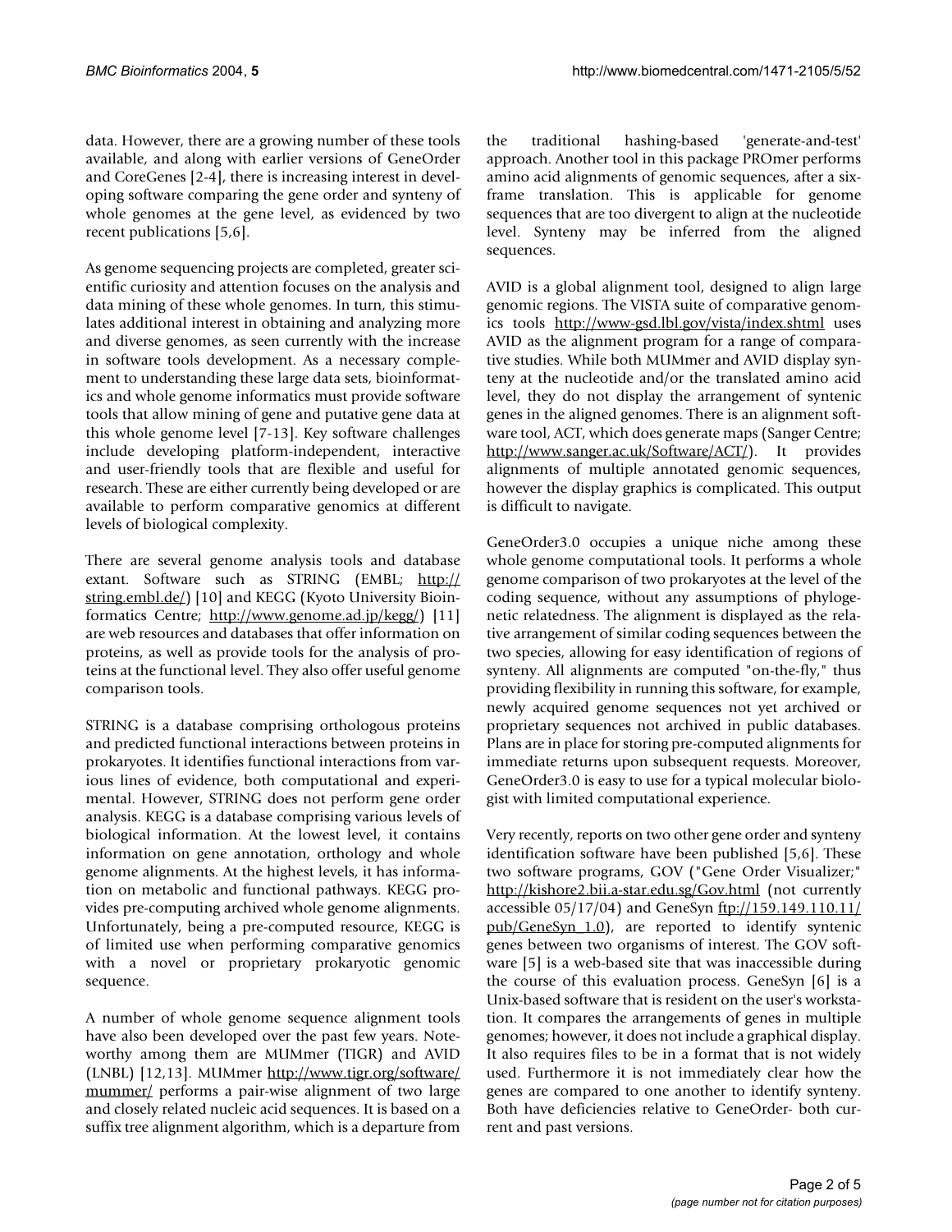data. However, there are a growing number of these tools available, and along with earlier versions of GeneOrder and CoreGenes [2-4], there is increasing interest in developing software comparing the gene order and synteny of whole genomes at the gene level, as evidenced by two recent publications [5,6].

As genome sequencing projects are completed, greater scientific curiosity and attention focuses on the analysis and data mining of these whole genomes. In turn, this stimulates additional interest in obtaining and analyzing more and diverse genomes, as seen currently with the increase in software tools development. As a necessary complement to understanding these large data sets, bioinformatics and whole genome informatics must provide software tools that allow mining of gene and putative gene data at this whole genome level [7-13]. Key software challenges include developing platform-independent, interactive and user-friendly tools that are flexible and useful for research. These are either currently being developed or are available to perform comparative genomics at different levels of biological complexity.

There are several genome analysis tools and database extant. Software such as STRING (EMBL; http://string.embl.de/) [10] and KEGG (Kyoto University Bioinformatics Centre; http://www.genome.ad.jp/kegg/) [11] are web resources and databases that offer information on proteins, as well as provide tools for the analysis of proteins at the functional level. They also offer useful genome comparison tools.

STRING is a database comprising orthologous proteins and predicted functional interactions between proteins in prokaryotes. It identifies functional interactions from various lines of evidence, both computational and experimental. However, STRING does not perform gene order analysis. KEGG is a database comprising various levels of biological information. At the lowest level, it contains information on gene annotation, orthology and whole genome alignments. At the highest levels, it has information on metabolic and functional pathways. KEGG provides pre-computing archived whole genome alignments. Unfortunately, being a pre-computed resource, KEGG is of limited use when performing comparative genomics with a novel or proprietary prokaryotic genomic sequence.

A number of whole genome sequence alignment tools have also been developed over the past few years. Noteworthy among them are MUMmer (TIGR) and AVID (LNBL) [12,13]. MUMmer http://www.tigr.org/software/mummer/ performs a pair-wise alignment of two large and closely related nucleic acid sequences. It is based on a suffix tree alignment algorithm, which is a departure from the traditional hashing-based 'generate-and-test' approach. Another tool in this package PROmer performs amino acid alignments of genomic sequences, after a six-frame translation. This is applicable for genome sequences that are too divergent to align at the nucleotide level. Synteny may be inferred from the aligned sequences.

AVID is a global alignment tool, designed to align large genomic regions. The VISTA suite of comparative genomics tools http://www-gsd.lbl.gov/vista/index.shtml uses AVID as the alignment program for a range of comparative studies. While both MUMmer and AVID display synteny at the nucleotide and/or the translated amino acid level, they do not display the arrangement of syntenic genes in the aligned genomes. There is an alignment software tool, ACT, which does generate maps (Sanger Centre; http://www.sanger.ac.uk/Software/ACT/). It provides alignments of multiple annotated genomic sequences, however the display graphics is complicated. This output is difficult to navigate.

GeneOrder3.0 occupies a unique niche among these whole genome computational tools. It performs a whole genome comparison of two prokaryotes at the level of the coding sequence, without any assumptions of phylogenetic relatedness. The alignment is displayed as the relative arrangement of similar coding sequences between the two species, allowing for easy identification of regions of synteny. All alignments are computed "on-the-fly," thus providing flexibility in running this software, for example, newly acquired genome sequences not yet archived or proprietary sequences not archived in public databases. Plans are in place for storing pre-computed alignments for immediate returns upon subsequent requests. Moreover, GeneOrder3.0 is easy to use for a typical molecular biologist with limited computational experience.

Very recently, reports on two other gene order and synteny identification software have been published [5,6]. These two software programs, GOV ("Gene Order Visualizer;" http://kishore2.bii.a-star.edu.sg/Gov.html (not currently accessible 05/17/04) and GeneSyn ftp://159.149.110.11/pub/GeneSyn_1.0), are reported to identify syntenic genes between two organisms of interest. The GOV software [5] is a web-based site that was inaccessible during the course of this evaluation process. GeneSyn [6] is a Unix-based software that is resident on the user's workstation. It compares the arrangements of genes in multiple genomes; however, it does not include a graphical display. It also requires files to be in a format that is not widely used. Furthermore it is not immediately clear how the genes are compared to one another to identify synteny. Both have deficiencies relative to GeneOrder- both current and past versions.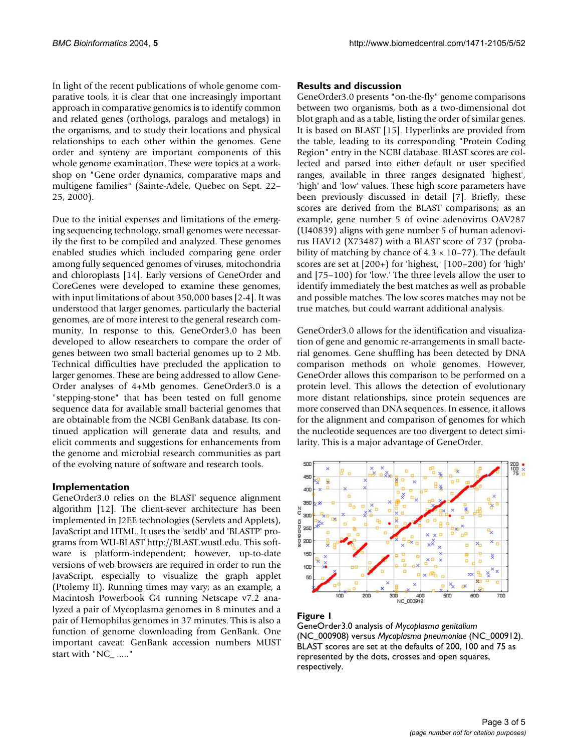In light of the recent publications of whole genome comparative tools, it is clear that one increasingly important approach in comparative genomics is to identify common and related genes (orthologs, paralogs and metalogs) in the organisms, and to study their locations and physical relationships to each other within the genomes. Gene order and synteny are important components of this whole genome examination. These were topics at a workshop on "Gene order dynamics, comparative maps and multigene families" (Sainte-Adele, Quebec on Sept. 22–25, 2000).

Due to the initial expenses and limitations of the emerging sequencing technology, small genomes were necessarily the first to be compiled and analyzed. These genomes enabled studies which included comparing gene order among fully sequenced genomes of viruses, mitochondria and chloroplasts [14]. Early versions of GeneOrder and CoreGenes were developed to examine these genomes, with input limitations of about 350,000 bases [2-4]. It was understood that larger genomes, particularly the bacterial genomes, are of more interest to the general research community. In response to this, GeneOrder3.0 has been developed to allow researchers to compare the order of genes between two small bacterial genomes up to 2 Mb. Technical difficulties have precluded the application to larger genomes. These are being addressed to allow GeneOrder analyses of 4+Mb genomes. GeneOrder3.0 is a "stepping-stone" that has been tested on full genome sequence data for available small bacterial genomes that are obtainable from the NCBI GenBank database. Its continued application will generate data and results, and elicit comments and suggestions for enhancements from the genome and microbial research communities as part of the evolving nature of software and research tools.

## Implementation

GeneOrder3.0 relies on the BLAST sequence alignment algorithm [12]. The client-sever architecture has been implemented in J2EE technologies (Servlets and Applets), JavaScript and HTML. It uses the 'setdb' and 'BLASTP' programs from WU-BLAST http://BLAST.wustl.edu. This software is platform-independent; however, up-to-date versions of web browsers are required in order to run the JavaScript, especially to visualize the graph applet (Ptolemy II). Running times may vary; as an example, a Macintosh Powerbook G4 running Netscape v7.2 analyzed a pair of Mycoplasma genomes in 8 minutes and a pair of Hemophilus genomes in 37 minutes. This is also a function of genome downloading from GenBank. One important caveat: GenBank accession numbers MUST start with "NC_ ....."

## Results and discussion

GeneOrder3.0 presents "on-the-fly" genome comparisons between two organisms, both as a two-dimensional dot blot graph and as a table, listing the order of similar genes. It is based on BLAST [15]. Hyperlinks are provided from the table, leading to its corresponding "Protein Coding Region" entry in the NCBI database. BLAST scores are collected and parsed into either default or user specified ranges, available in three ranges designated 'highest', 'high' and 'low' values. These high score parameters have been previously discussed in detail [7]. Briefly, these scores are derived from the BLAST comparisons; as an example, gene number 5 of ovine adenovirus OAV287 (U40839) aligns with gene number 5 of human adenovirus HAV12 (X73487) with a BLAST score of 737 (probability of matching by chance of $4.3 \times 10^{-77}$). The default scores are set at [200+) for 'highest,' [100–200) for 'high' and [75–100) for 'low.' The three levels allow the user to identify immediately the best matches as well as probable and possible matches. The low scores matches may not be true matches, but could warrant additional analysis.

GeneOrder3.0 allows for the identification and visualization of gene and genomic re-arrangements in small bacterial genomes. Gene shuffling has been detected by DNA comparison methods on whole genomes. However, GeneOrder allows this comparison to be performed on a protein level. This allows the detection of evolutionary more distant relationships, since protein sequences are more conserved than DNA sequences. In essence, it allows for the alignment and comparison of genomes for which the nucleotide sequences are too divergent to detect similarity. This is a major advantage of GeneOrder.

**Figure 1**

GeneOrder3.0 analysis of *Mycoplasma genitalium* (NC_000908) versus *Mycoplasma pneumoniae* (NC_000912). BLAST scores are set at the defaults of 200, 100 and 75 as represented by the dots, crosses and open squares, respectively.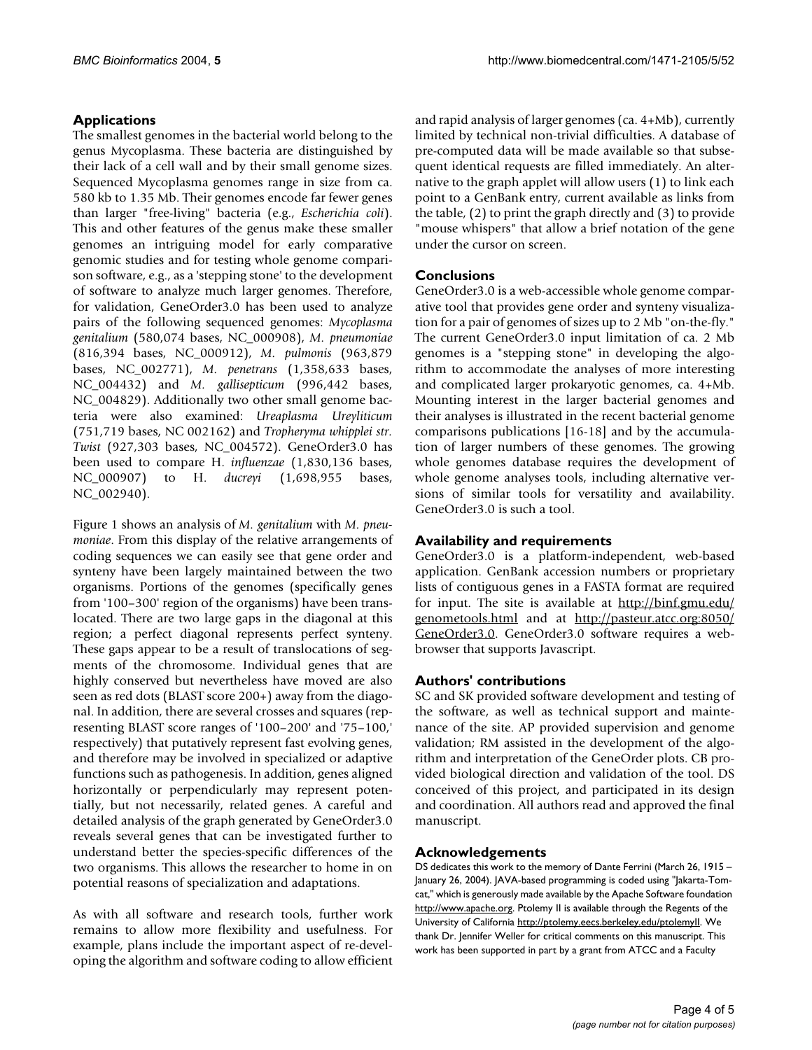## Applications

The smallest genomes in the bacterial world belong to the genus Mycoplasma. These bacteria are distinguished by their lack of a cell wall and by their small genome sizes. Sequenced Mycoplasma genomes range in size from ca. 580 kb to 1.35 Mb. Their genomes encode far fewer genes than larger "free-living" bacteria (e.g., *Escherichia coli*). This and other features of the genus make these smaller genomes an intriguing model for early comparative genomic studies and for testing whole genome comparison software, e.g., as a 'stepping stone' to the development of software to analyze much larger genomes. Therefore, for validation, GeneOrder3.0 has been used to analyze pairs of the following sequenced genomes: *Mycoplasma genitalium* (580,074 bases, NC_000908), *M. pneumoniae* (816,394 bases, NC_000912), *M. pulmonis* (963,879 bases, NC_002771), *M. penetrans* (1,358,633 bases, NC_004432) and *M. gallisepticum* (996,442 bases, NC_004829). Additionally two other small genome bacteria were also examined: *Ureaplasma Ureyliticum* (751,719 bases, NC 002162) and *Tropheryma whipplei str. Twist* (927,303 bases, NC_004572). GeneOrder3.0 has been used to compare H. *influenzae* (1,830,136 bases, NC_000907) to H. *ducreyi* (1,698,955 bases, NC_002940).

Figure 1 shows an analysis of *M. genitalium* with *M. pneumoniae*. From this display of the relative arrangements of coding sequences we can easily see that gene order and synteny have been largely maintained between the two organisms. Portions of the genomes (specifically genes from '100–300' region of the organisms) have been translocated. There are two large gaps in the diagonal at this region; a perfect diagonal represents perfect synteny. These gaps appear to be a result of translocations of segments of the chromosome. Individual genes that are highly conserved but nevertheless have moved are also seen as red dots (BLAST score 200+) away from the diagonal. In addition, there are several crosses and squares (representing BLAST score ranges of '100–200' and '75–100,' respectively) that putatively represent fast evolving genes, and therefore may be involved in specialized or adaptive functions such as pathogenesis. In addition, genes aligned horizontally or perpendicularly may represent potentially, but not necessarily, related genes. A careful and detailed analysis of the graph generated by GeneOrder3.0 reveals several genes that can be investigated further to understand better the species-specific differences of the two organisms. This allows the researcher to home in on potential reasons of specialization and adaptations.

As with all software and research tools, further work remains to allow more flexibility and usefulness. For example, plans include the important aspect of re-developing the algorithm and software coding to allow efficient and rapid analysis of larger genomes (ca. 4+Mb), currently limited by technical non-trivial difficulties. A database of pre-computed data will be made available so that subsequent identical requests are filled immediately. An alternative to the graph applet will allow users (1) to link each point to a GenBank entry, current available as links from the table, (2) to print the graph directly and (3) to provide "mouse whispers" that allow a brief notation of the gene under the cursor on screen.

## Conclusions

GeneOrder3.0 is a web-accessible whole genome comparative tool that provides gene order and synteny visualization for a pair of genomes of sizes up to 2 Mb "on-the-fly." The current GeneOrder3.0 input limitation of ca. 2 Mb genomes is a "stepping stone" in developing the algorithm to accommodate the analyses of more interesting and complicated larger prokaryotic genomes, ca. 4+Mb. Mounting interest in the larger bacterial genomes and their analyses is illustrated in the recent bacterial genome comparisons publications [16-18] and by the accumulation of larger numbers of these genomes. The growing whole genomes database requires the development of whole genome analyses tools, including alternative versions of similar tools for versatility and availability. GeneOrder3.0 is such a tool.

## Availability and requirements

GeneOrder3.0 is a platform-independent, web-based application. GenBank accession numbers or proprietary lists of contiguous genes in a FASTA format are required for input. The site is available at http://binf.gmu.edu/genometools.html and at http://pasteur.atcc.org:8050/GeneOrder3.0. GeneOrder3.0 software requires a web-browser that supports Javascript.

## Authors' contributions

SC and SK provided software development and testing of the software, as well as technical support and maintenance of the site. AP provided supervision and genome validation; RM assisted in the development of the algorithm and interpretation of the GeneOrder plots. CB provided biological direction and validation of the tool. DS conceived of this project, and participated in its design and coordination. All authors read and approved the final manuscript.

## Acknowledgements

DS dedicates this work to the memory of Dante Ferrini (March 26, 1915 – January 26, 2004). JAVA-based programming is coded using "Jakarta-Tomcat," which is generously made available by the Apache Software foundation http://www.apache.org. Ptolemy II is available through the Regents of the University of California http://ptolemy.eecs.berkeley.edu/ptolemyII. We thank Dr. Jennifer Weller for critical comments on this manuscript. This work has been supported in part by a grant from ATCC and a Faculty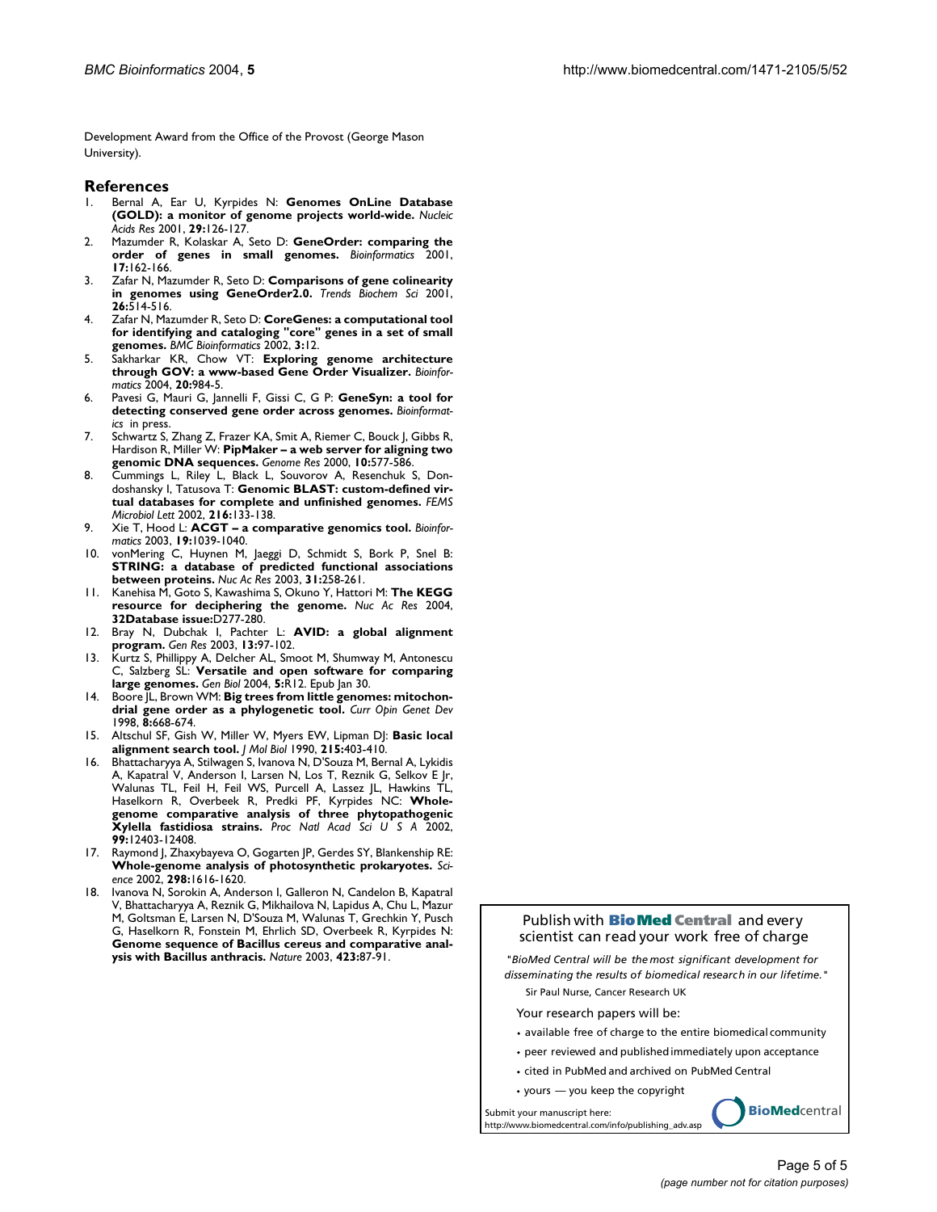Development Award from the Office of the Provost (George Mason University).

## References

1. Bernal A, Ear U, Kyrpides N: **Genomes OnLine Database (GOLD): a monitor of genome projects world-wide.** *Nucleic Acids Res* 2001, **29:**126-127.
2. Mazumder R, Kolaskar A, Seto D: **GeneOrder: comparing the order of genes in small genomes.** *Bioinformatics* 2001, **17:**162-166.
3. Zafar N, Mazumder R, Seto D: **Comparisons of gene colinearity in genomes using GeneOrder2.0.** *Trends Biochem Sci* 2001, **26:**514-516.
4. Zafar N, Mazumder R, Seto D: **CoreGenes: a computational tool for identifying and cataloging "core" genes in a set of small genomes.** *BMC Bioinformatics* 2002, **3:**12.
5. Sakharkar KR, Chow VT: **Exploring genome architecture through GOV: a www-based Gene Order Visualizer.** *Bioinformatics* 2004, **20:**984-5.
6. Pavesi G, Mauri G, Iannelli F, Gissi C, G P: **GeneSyn: a tool for detecting conserved gene order across genomes.** *Bioinformatics* in press.
7. Schwartz S, Zhang Z, Frazer KA, Smit A, Riemer C, Bouck J, Gibbs R, Hardison R, Miller W: **PipMaker – a web server for aligning two genomic DNA sequences.** *Genome Res* 2000, **10:**577-586.
8. Cummings L, Riley L, Black L, Souvorov A, Resenchuk S, Dondoshansky I, Tatusova T: **Genomic BLAST: custom-defined virtual databases for complete and unfinished genomes.** *FEMS Microbiol Lett* 2002, **216:**133-138.
9. Xie T, Hood L: **ACGT – a comparative genomics tool.** *Bioinformatics* 2003, **19:**1039-1040.
10. vonMering C, Huynen M, Jaeggi D, Schmidt S, Bork P, Snel B: **STRING: a database of predicted functional associations between proteins.** *Nuc Ac Res* 2003, **31:**258-261.
11. Kanehisa M, Goto S, Kawashima S, Okuno Y, Hattori M: **The KEGG resource for deciphering the genome.** *Nuc Ac Res* 2004, **32Database issue:**D277-280.
12. Bray N, Dubchak I, Pachter L: **AVID: a global alignment program.** *Gen Res* 2003, **13:**97-102.
13. Kurtz S, Phillippy A, Delcher AL, Smoot M, Shumway M, Antonescu C, Salzberg SL: **Versatile and open software for comparing large genomes.** *Gen Biol* 2004, **5:**R12. Epub Jan 30.
14. Boore JL, Brown WM: **Big trees from little genomes: mitochondrial gene order as a phylogenetic tool.** *Curr Opin Genet Dev* 1998, **8:**668-674.
15. Altschul SF, Gish W, Miller W, Myers EW, Lipman DJ: **Basic local alignment search tool.** *J Mol Biol* 1990, **215:**403-410.
16. Bhattacharyya A, Stilwagen S, Ivanova N, D'Souza M, Bernal A, Lykidis A, Kapatral V, Anderson I, Larsen N, Los T, Reznik G, Selkov E Jr, Walunas TL, Feil H, Feil WS, Purcell A, Lassez JL, Hawkins TL, Haselkorn R, Overbeek R, Predki PF, Kyrpides NC: **Whole-genome comparative analysis of three phytopathogenic Xylella fastidiosa strains.** *Proc Natl Acad Sci U S A* 2002, **99:**12403-12408.
17. Raymond J, Zhaxybayeva O, Gogarten JP, Gerdes SY, Blankenship RE: **Whole-genome analysis of photosynthetic prokaryotes.** *Science* 2002, **298:**1616-1620.
18. Ivanova N, Sorokin A, Anderson I, Galleron N, Candelon B, Kapatral V, Bhattacharyya A, Reznik G, Mikhailova N, Lapidus A, Chu L, Mazur M, Goltsman E, Larsen N, D'Souza M, Walunas T, Grechkin Y, Pusch G, Haselkorn R, Fonstein M, Ehrlich SD, Overbeek R, Kyrpides N: **Genome sequence of Bacillus cereus and comparative analysis with Bacillus anthracis.** *Nature* 2003, **423:**87-91.

Publish with **BioMed Central** and every scientist can read your work free of charge

*"BioMed Central will be the most significant development for disseminating the results of biomedical research in our lifetime."*
Sir Paul Nurse, Cancer Research UK

Your research papers will be:

- available free of charge to the entire biomedical community
- peer reviewed and published immediately upon acceptance
- cited in PubMed and archived on PubMed Central
- yours — you keep the copyright

Submit your manuscript here:
http://www.biomedcentral.com/info/publishing_adv.asp

BioMedcentral